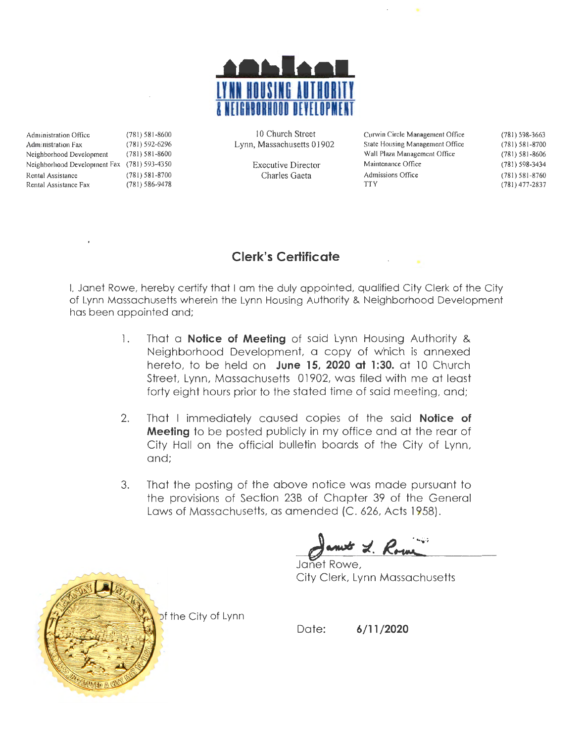# LYNN HOUSING AUTHORITY & NEIGHBORHOOD DEVELOPMENT

| | | | | |
|---|---|---|---|---|
| Administration Office | (781) 581-8600 | 10 Church Street | Curwin Circle Management Office | (781) 598-3663 |
| Administration Fax | (781) 592-6296 | Lynn, Massachusetts 01902 | State Housing Management Office | (781) 581-8700 |
| Neighborhood Development | (781) 581-8600 | | Wall Plaza Management Office | (781) 581-8606 |
| Neighborhood Development Fax | (781) 593-4350 | Executive Director | Maintenance Office | (781) 598-3434 |
| Rental Assistance | (781) 581-8700 | Charles Gaeta | Admissions Office | (781) 581-8760 |
| Rental Assistance Fax | (781) 586-9478 | | TTY | (781) 477-2837 |

## Clerk's Certificate

I, Janet Rowe, hereby certify that I am the duly appointed, qualified City Clerk of the City of Lynn Massachusetts wherein the Lynn Housing Authority & Neighborhood Development has been appointed and;

1. That a **Notice of Meeting** of said Lynn Housing Authority & Neighborhood Development, a copy of which is annexed hereto, to be held on **June 15, 2020 at 1:30.** at 10 Church Street, Lynn, Massachusetts 01902, was filed with me at least forty eight hours prior to the stated time of said meeting, and;

2. That I immediately caused copies of the said **Notice of Meeting** to be posted publicly in my office and at the rear of City Hall on the official bulletin boards of the City of Lynn, and;

3. That the posting of the above notice was made pursuant to the provisions of Section 23B of Chapter 39 of the General Laws of Massachusetts, as amended (C. 626, Acts 1958).

Janet L. Rowe

Janet Rowe,
City Clerk, Lynn Massachusetts

Seal of the City of Lynn

Date: **6/11/2020**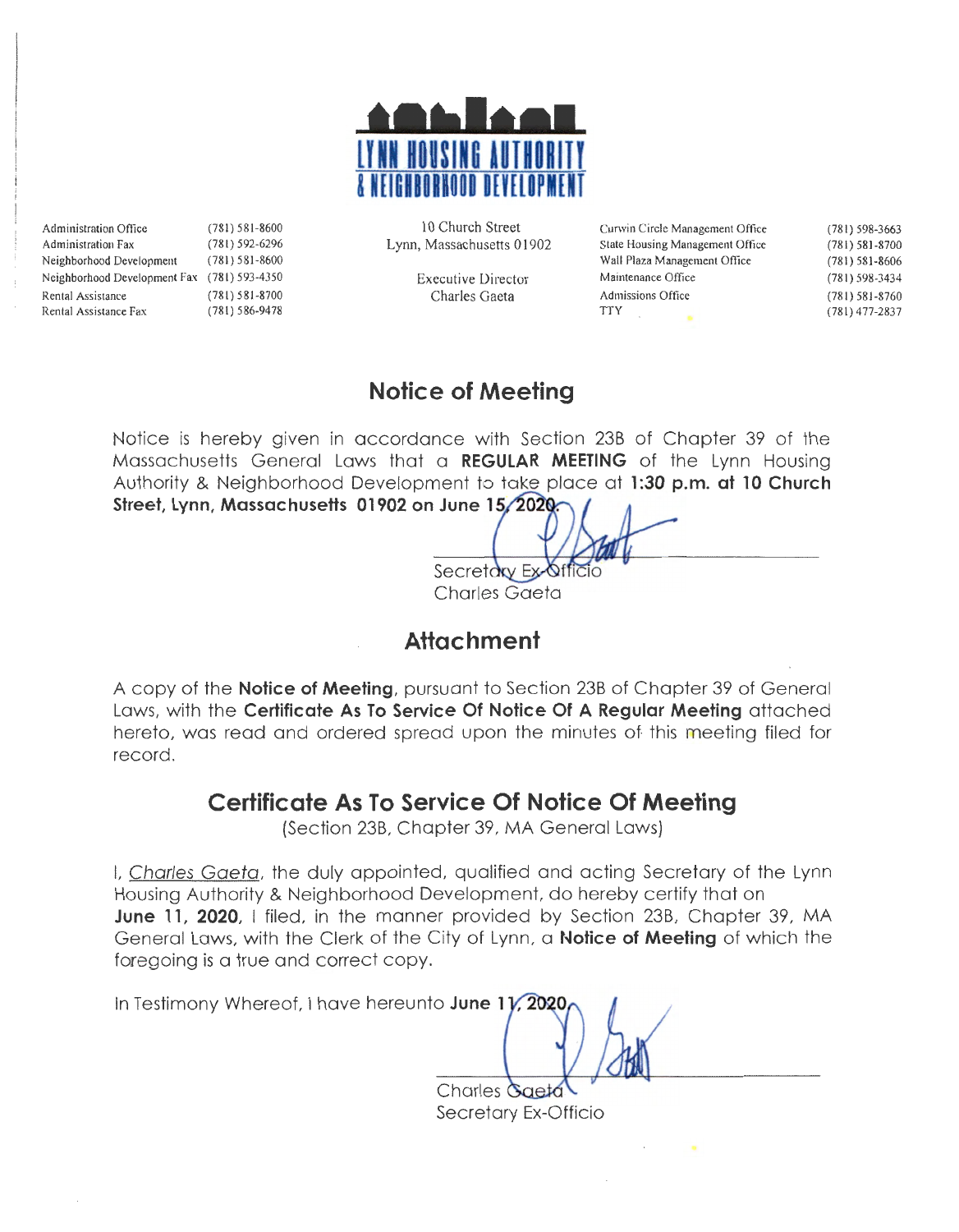# LYNN HOUSING AUTHORITY & NEIGHBORHOOD DEVELOPMENT

| | | | | |
|---|---|---|---|---|
| Administration Office | (781) 581-8600 | 10 Church Street | Curwin Circle Management Office | (781) 598-3663 |
| Administration Fax | (781) 592-6296 | Lynn, Massachusetts 01902 | State Housing Management Office | (781) 581-8700 |
| Neighborhood Development | (781) 581-8600 | | Wall Plaza Management Office | (781) 581-8606 |
| Neighborhood Development Fax | (781) 593-4350 | Executive Director | Maintenance Office | (781) 598-3434 |
| Rental Assistance | (781) 581-8700 | Charles Gaeta | Admissions Office | (781) 581-8760 |
| Rental Assistance Fax | (781) 586-9478 | | TTY | (781) 477-2837 |

## Notice of Meeting

Notice is hereby given in accordance with Section 23B of Chapter 39 of the Massachusetts General Laws that a **REGULAR MEETING** of the Lynn Housing Authority & Neighborhood Development to take place at **1:30 p.m. at 10 Church Street, Lynn, Massachusetts 01902 on June 15, 2020.**

Secretary Ex-Officio
Charles Gaeta

## Attachment

A copy of the **Notice of Meeting**, pursuant to Section 23B of Chapter 39 of General Laws, with the **Certificate As To Service Of Notice Of A Regular Meeting** attached hereto, was read and ordered spread upon the minutes of this meeting filed for record.

## Certificate As To Service Of Notice Of Meeting

(Section 23B, Chapter 39, MA General Laws)

I, <u>Charles Gaeta</u>, the duly appointed, qualified and acting Secretary of the Lynn Housing Authority & Neighborhood Development, do hereby certify that on **June 11, 2020,** I filed, in the manner provided by Section 23B, Chapter 39, MA General Laws, with the Clerk of the City of Lynn, a **Notice of Meeting** of which the foregoing is a true and correct copy.

In Testimony Whereof, I have hereunto **June 11, 2020.**

Charles Gaeta
Secretary Ex-Officio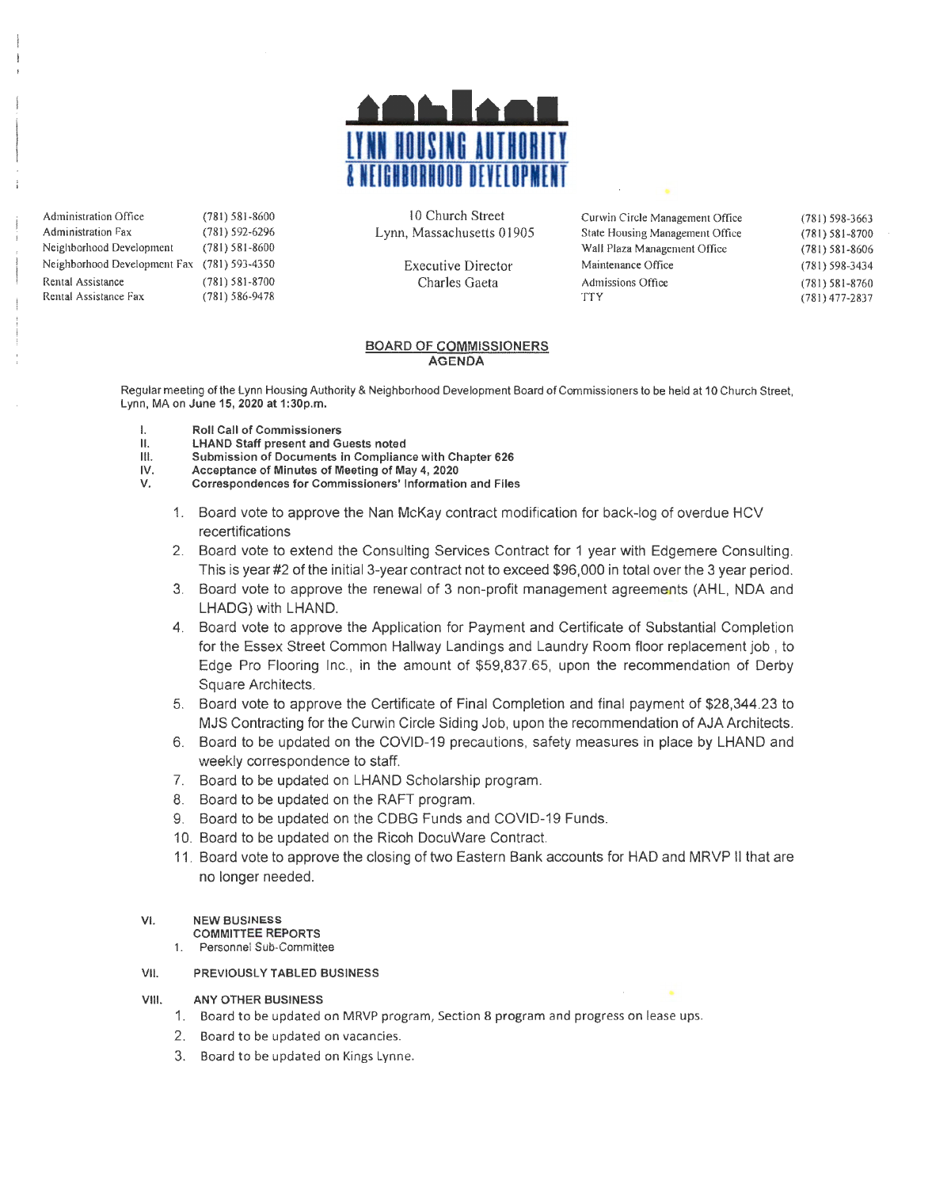# LYNN HOUSING AUTHORITY & NEIGHBORHOOD DEVELOPMENT

| | | | | |
|---|---|---|---|---|
| Administration Office | (781) 581-8600 | 10 Church Street | Curwin Circle Management Office | (781) 598-3663 |
| Administration Fax | (781) 592-6296 | Lynn, Massachusetts 01905 | State Housing Management Office | (781) 581-8700 |
| Neighborhood Development | (781) 581-8600 | | Wall Plaza Management Office | (781) 581-8606 |
| Neighborhood Development Fax | (781) 593-4350 | Executive Director | Maintenance Office | (781) 598-3434 |
| Rental Assistance | (781) 581-8700 | Charles Gaeta | Admissions Office | (781) 581-8760 |
| Rental Assistance Fax | (781) 586-9478 | | TTY | (781) 477-2837 |

## BOARD OF COMMISSIONERS
## AGENDA

Regular meeting of the Lynn Housing Authority & Neighborhood Development Board of Commissioners to be held at 10 Church Street, Lynn, MA on **June 15, 2020 at 1:30p.m.**

I. **Roll Call of Commissioners**
II. **LHAND Staff present and Guests noted**
III. **Submission of Documents in Compliance with Chapter 626**
IV. **Acceptance of Minutes of Meeting of May 4, 2020**
V. **Correspondences for Commissioners' Information and Files**

1. Board vote to approve the Nan McKay contract modification for back-log of overdue HCV recertifications
2. Board vote to extend the Consulting Services Contract for 1 year with Edgemere Consulting. This is year #2 of the initial 3-year contract not to exceed $96,000 in total over the 3 year period.
3. Board vote to approve the renewal of 3 non-profit management agreements (AHL, NDA and LHADG) with LHAND.
4. Board vote to approve the Application for Payment and Certificate of Substantial Completion for the Essex Street Common Hallway Landings and Laundry Room floor replacement job , to Edge Pro Flooring Inc., in the amount of $59,837.65, upon the recommendation of Derby Square Architects.
5. Board vote to approve the Certificate of Final Completion and final payment of $28,344.23 to MJS Contracting for the Curwin Circle Siding Job, upon the recommendation of AJA Architects.
6. Board to be updated on the COVID-19 precautions, safety measures in place by LHAND and weekly correspondence to staff.
7. Board to be updated on LHAND Scholarship program.
8. Board to be updated on the RAFT program.
9. Board to be updated on the CDBG Funds and COVID-19 Funds.
10. Board to be updated on the Ricoh DocuWare Contract.
11. Board vote to approve the closing of two Eastern Bank accounts for HAD and MRVP II that are no longer needed.

VI. **NEW BUSINESS**
**COMMITTEE REPORTS**
1. Personnel Sub-Committee

VII. **PREVIOUSLY TABLED BUSINESS**

VIII. **ANY OTHER BUSINESS**
1. Board to be updated on MRVP program, Section 8 program and progress on lease ups.
2. Board to be updated on vacancies.
3. Board to be updated on Kings Lynne.